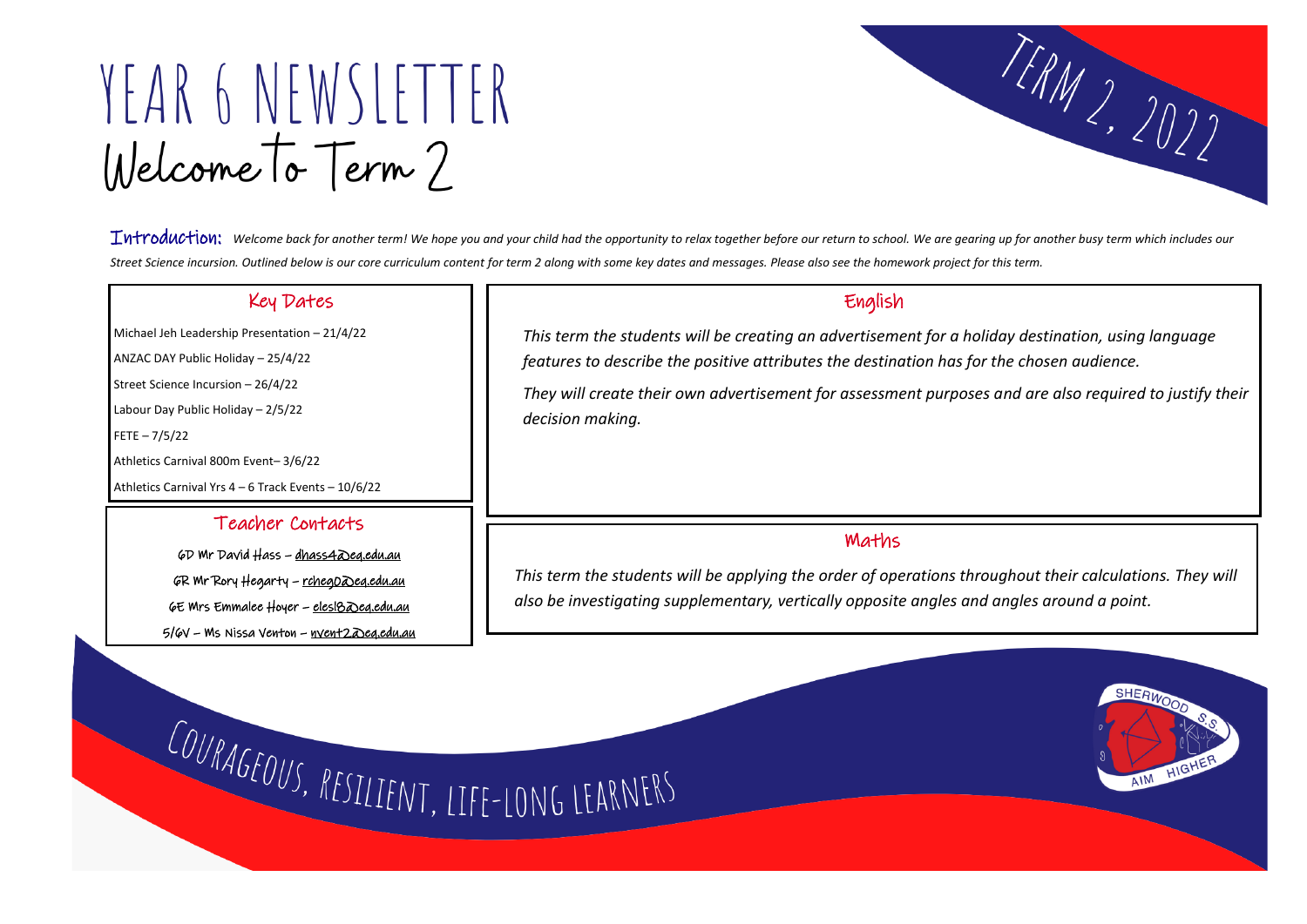# YEAR 6 NEWSLETTER

## Welcome to Term 2

TERM 2, 2022

**Introduction:** *Welcome back for another term! We hope you and your child had the opportunity to relax together before our return to school. We are gearing up for another busy term which includes our Street Science incursion. Outlined below is our core curriculum content for term 2 along with some key dates and messages. Please also see the homework project for this term.*

### Key Dates

Michael Jeh Leadership Presentation – 21/4/22

ANZAC DAY Public Holiday – 25/4/22

Street Science Incursion – 26/4/22

Labour Day Public Holiday – 2/5/22

FETE – 7/5/22

Athletics Carnival 800m Event– 3/6/22

Athletics Carnival Yrs 4 – 6 Track Events – 10/6/22

### English

*This term the students will be creating an advertisement for a holiday destination, using language features to describe the positive attributes the destination has for the chosen audience.*

*They will create their own advertisement for assessment purposes and are also required to justify their decision making.*

### Teacher Contacts

6D Mr David Hass – dhass4@eq.edu.au

6R Mr Rory Hegarty – rcheg0@eq.edu.au

6E Mrs Emmalee Hoyer – elesl8@eq.edu.au

5/6V – Ms Nissa Venton – nvent2@eq.edu.au

### Maths

*This term the students will be applying the order of operations throughout their calculations. They will also be investigating supplementary, vertically opposite angles and angles around a point.*

COURAGEOUS, RESILIENT, LIFE-LONG LEARNERS

SHERWOOD S.S. AIM HIGHER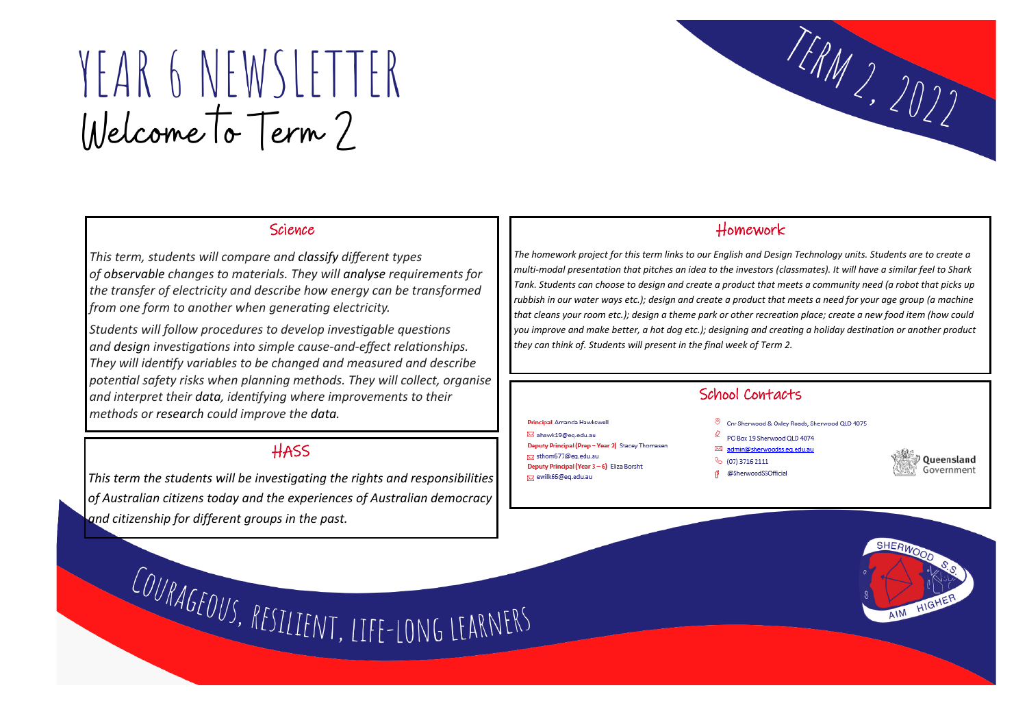# YEAR 6 NEWSLETTER

## Welcome to Term 2

TERM 2, 2022

### Science

*This term, students will compare and classify different types of observable changes to materials. They will analyse requirements for the transfer of electricity and describe how energy can be transformed from one form to another when generating electricity.*

*Students will follow procedures to develop investigable questions and design investigations into simple cause-and-effect relationships. They will identify variables to be changed and measured and describe potential safety risks when planning methods. They will collect, organise and interpret their data, identifying where improvements to their methods or research could improve the data.*

### HASS

*This term the students will be investigating the rights and responsibilities of Australian citizens today and the experiences of Australian democracy and citizenship for different groups in the past.*

### Homework

*The homework project for this term links to our English and Design Technology units. Students are to create a multi-modal presentation that pitches an idea to the investors (classmates). It will have a similar feel to Shark Tank. Students can choose to design and create a product that meets a community need (a robot that picks up rubbish in our water ways etc.); design and create a product that meets a need for your age group (a machine that cleans your room etc.); design a theme park or other recreation place; create a new food item (how could you improve and make better, a hot dog etc.); designing and creating a holiday destination or another product they can think of. Students will present in the final week of Term 2.*

### School Contacts

**Principal** Amanda Hawkswell
ahawk19@eq.edu.au
**Deputy Principal (Prep – Year 2)** Stacey Thomasen
sthom677@eq.edu.au
**Deputy Principal (Year 3 – 6)** Eliza Borsht
ewilk66@eq.edu.au

Cnr Sherwood & Oxley Roads, Sherwood QLD 4075
PO Box 19 Sherwood QLD 4074
admin@sherwoodss.eq.edu.au
(07) 3716 2111
@SherwoodSSOfficial

Queensland Government

COURAGEOUS, RESILIENT, LIFE-LONG LEARNERS

SHERWOOD S.S. AIM HIGHER